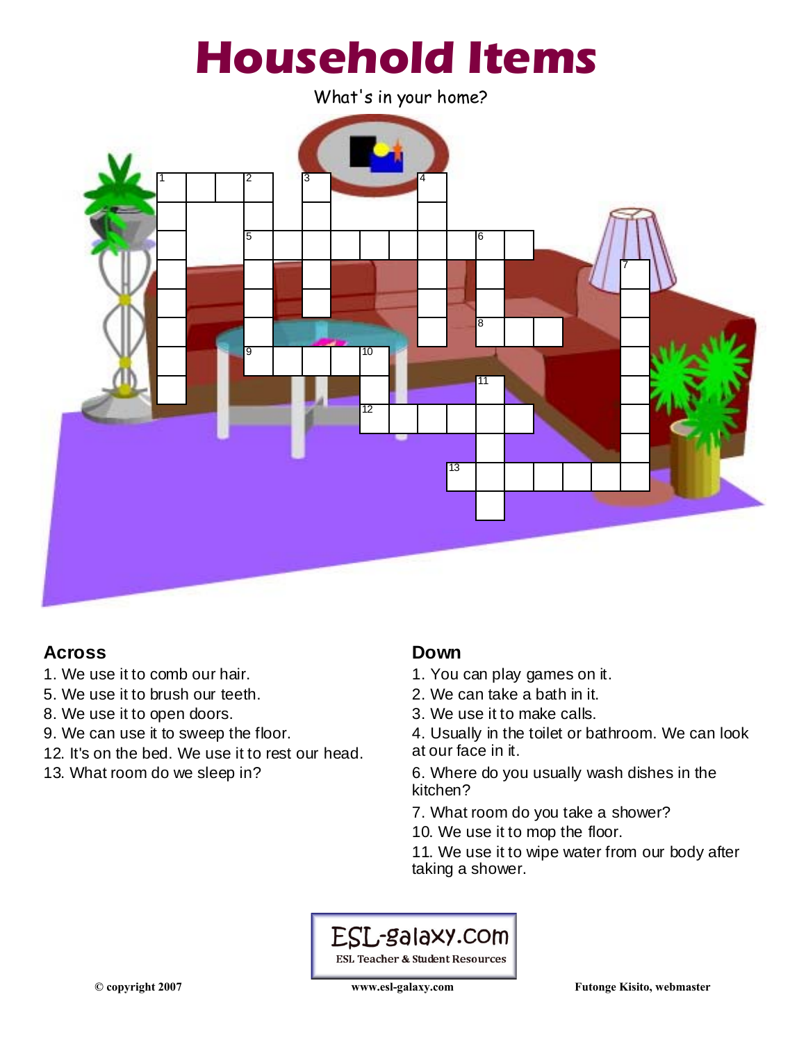# Household Items

What's in your home?

## Across

1. We use it to comb our hair.
5. We use it to brush our teeth.
8. We use it to open doors.
9. We can use it to sweep the floor.
12. It's on the bed. We use it to rest our head.
13. What room do we sleep in?

## Down

1. You can play games on it.
2. We can take a bath in it.
3. We use it to make calls.
4. Usually in the toilet or bathroom. We can look at our face in it.
6. Where do you usually wash dishes in the kitchen?
7. What room do you take a shower?
10. We use it to mop the floor.
11. We use it to wipe water from our body after taking a shower.

ESL-galaxy.com
ESL Teacher & Student Resources

© copyright 2007 www.esl-galaxy.com Futonge Kisito, webmaster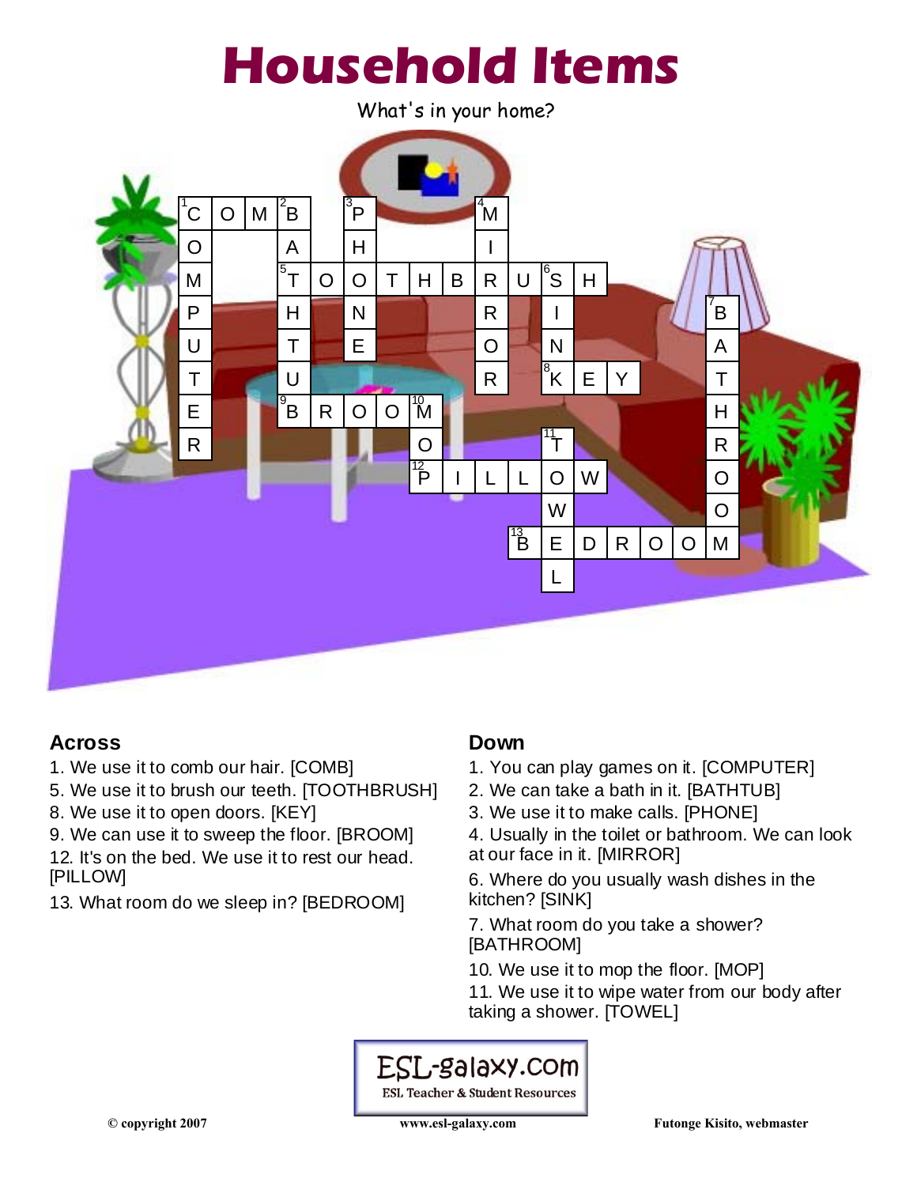# Household Items

What's in your home?

## Across

1. We use it to comb our hair. [COMB]
5. We use it to brush our teeth. [TOOTHBRUSH]
8. We use it to open doors. [KEY]
9. We can use it to sweep the floor. [BROOM]
12. It's on the bed. We use it to rest our head. [PILLOW]
13. What room do we sleep in? [BEDROOM]

## Down

1. You can play games on it. [COMPUTER]
2. We can take a bath in it. [BATHTUB]
3. We use it to make calls. [PHONE]
4. Usually in the toilet or bathroom. We can look at our face in it. [MIRROR]
6. Where do you usually wash dishes in the kitchen? [SINK]
7. What room do you take a shower? [BATHROOM]
10. We use it to mop the floor. [MOP]
11. We use it to wipe water from our body after taking a shower. [TOWEL]

ESL-galaxy.com
ESL Teacher & Student Resources

© copyright 2007 www.esl-galaxy.com Futonge Kisito, webmaster